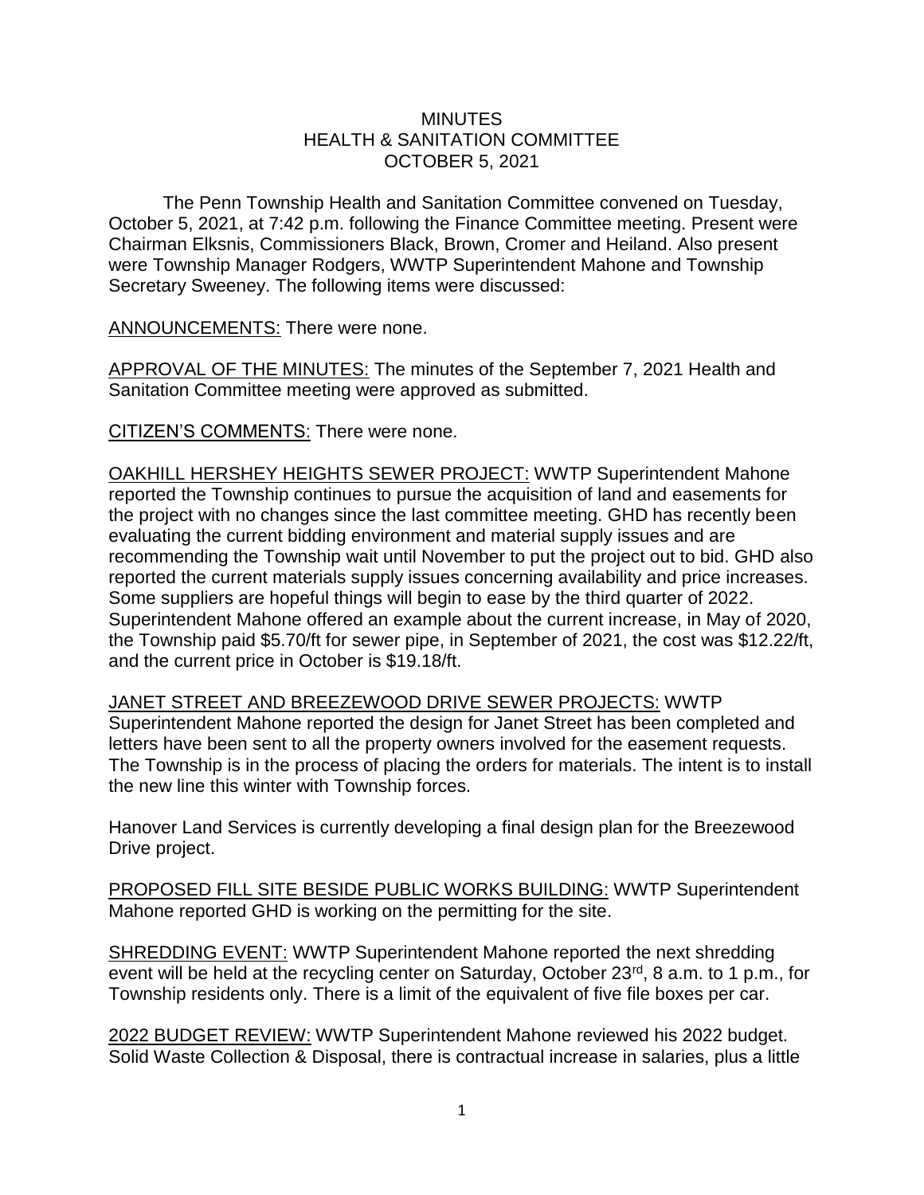MINUTES
HEALTH & SANITATION COMMITTEE
OCTOBER 5, 2021

The Penn Township Health and Sanitation Committee convened on Tuesday, October 5, 2021, at 7:42 p.m. following the Finance Committee meeting. Present were Chairman Elksnis, Commissioners Black, Brown, Cromer and Heiland. Also present were Township Manager Rodgers, WWTP Superintendent Mahone and Township Secretary Sweeney. The following items were discussed:

ANNOUNCEMENTS: There were none.

APPROVAL OF THE MINUTES: The minutes of the September 7, 2021 Health and Sanitation Committee meeting were approved as submitted.

CITIZEN'S COMMENTS: There were none.

OAKHILL HERSHEY HEIGHTS SEWER PROJECT: WWTP Superintendent Mahone reported the Township continues to pursue the acquisition of land and easements for the project with no changes since the last committee meeting. GHD has recently been evaluating the current bidding environment and material supply issues and are recommending the Township wait until November to put the project out to bid. GHD also reported the current materials supply issues concerning availability and price increases. Some suppliers are hopeful things will begin to ease by the third quarter of 2022. Superintendent Mahone offered an example about the current increase, in May of 2020, the Township paid $5.70/ft for sewer pipe, in September of 2021, the cost was $12.22/ft, and the current price in October is $19.18/ft.

JANET STREET AND BREEZEWOOD DRIVE SEWER PROJECTS: WWTP Superintendent Mahone reported the design for Janet Street has been completed and letters have been sent to all the property owners involved for the easement requests. The Township is in the process of placing the orders for materials. The intent is to install the new line this winter with Township forces.

Hanover Land Services is currently developing a final design plan for the Breezewood Drive project.

PROPOSED FILL SITE BESIDE PUBLIC WORKS BUILDING: WWTP Superintendent Mahone reported GHD is working on the permitting for the site.

SHREDDING EVENT: WWTP Superintendent Mahone reported the next shredding event will be held at the recycling center on Saturday, October 23rd, 8 a.m. to 1 p.m., for Township residents only. There is a limit of the equivalent of five file boxes per car.

2022 BUDGET REVIEW: WWTP Superintendent Mahone reviewed his 2022 budget. Solid Waste Collection & Disposal, there is contractual increase in salaries, plus a little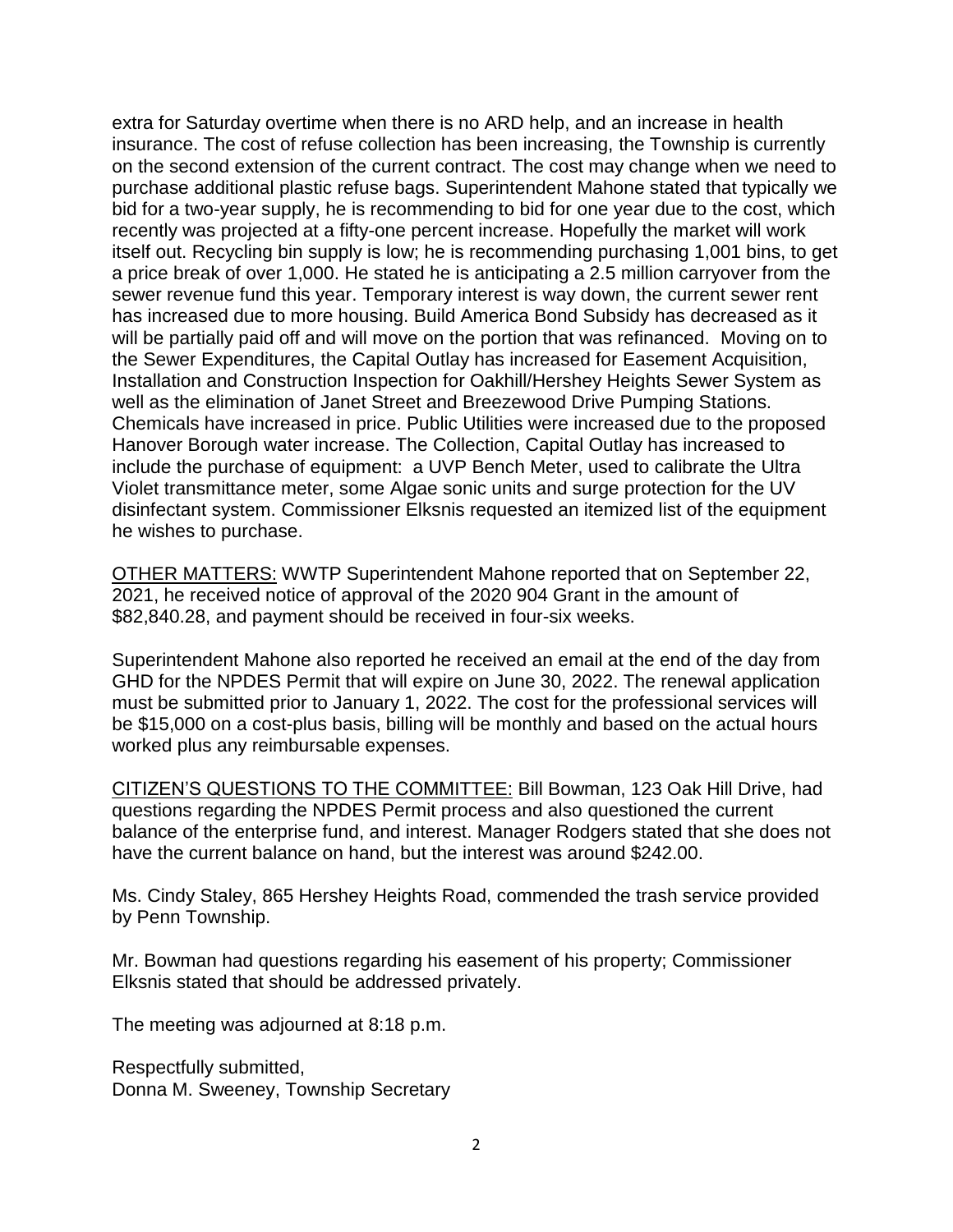extra for Saturday overtime when there is no ARD help, and an increase in health insurance. The cost of refuse collection has been increasing, the Township is currently on the second extension of the current contract. The cost may change when we need to purchase additional plastic refuse bags. Superintendent Mahone stated that typically we bid for a two-year supply, he is recommending to bid for one year due to the cost, which recently was projected at a fifty-one percent increase. Hopefully the market will work itself out. Recycling bin supply is low; he is recommending purchasing 1,001 bins, to get a price break of over 1,000. He stated he is anticipating a 2.5 million carryover from the sewer revenue fund this year. Temporary interest is way down, the current sewer rent has increased due to more housing. Build America Bond Subsidy has decreased as it will be partially paid off and will move on the portion that was refinanced. Moving on to the Sewer Expenditures, the Capital Outlay has increased for Easement Acquisition, Installation and Construction Inspection for Oakhill/Hershey Heights Sewer System as well as the elimination of Janet Street and Breezewood Drive Pumping Stations. Chemicals have increased in price. Public Utilities were increased due to the proposed Hanover Borough water increase. The Collection, Capital Outlay has increased to include the purchase of equipment: a UVP Bench Meter, used to calibrate the Ultra Violet transmittance meter, some Algae sonic units and surge protection for the UV disinfectant system. Commissioner Elksnis requested an itemized list of the equipment he wishes to purchase.

OTHER MATTERS: WWTP Superintendent Mahone reported that on September 22, 2021, he received notice of approval of the 2020 904 Grant in the amount of \$82,840.28, and payment should be received in four-six weeks.

Superintendent Mahone also reported he received an email at the end of the day from GHD for the NPDES Permit that will expire on June 30, 2022. The renewal application must be submitted prior to January 1, 2022. The cost for the professional services will be \$15,000 on a cost-plus basis, billing will be monthly and based on the actual hours worked plus any reimbursable expenses.

CITIZEN'S QUESTIONS TO THE COMMITTEE: Bill Bowman, 123 Oak Hill Drive, had questions regarding the NPDES Permit process and also questioned the current balance of the enterprise fund, and interest. Manager Rodgers stated that she does not have the current balance on hand, but the interest was around \$242.00.

Ms. Cindy Staley, 865 Hershey Heights Road, commended the trash service provided by Penn Township.

Mr. Bowman had questions regarding his easement of his property; Commissioner Elksnis stated that should be addressed privately.

The meeting was adjourned at 8:18 p.m.

Respectfully submitted,
Donna M. Sweeney, Township Secretary